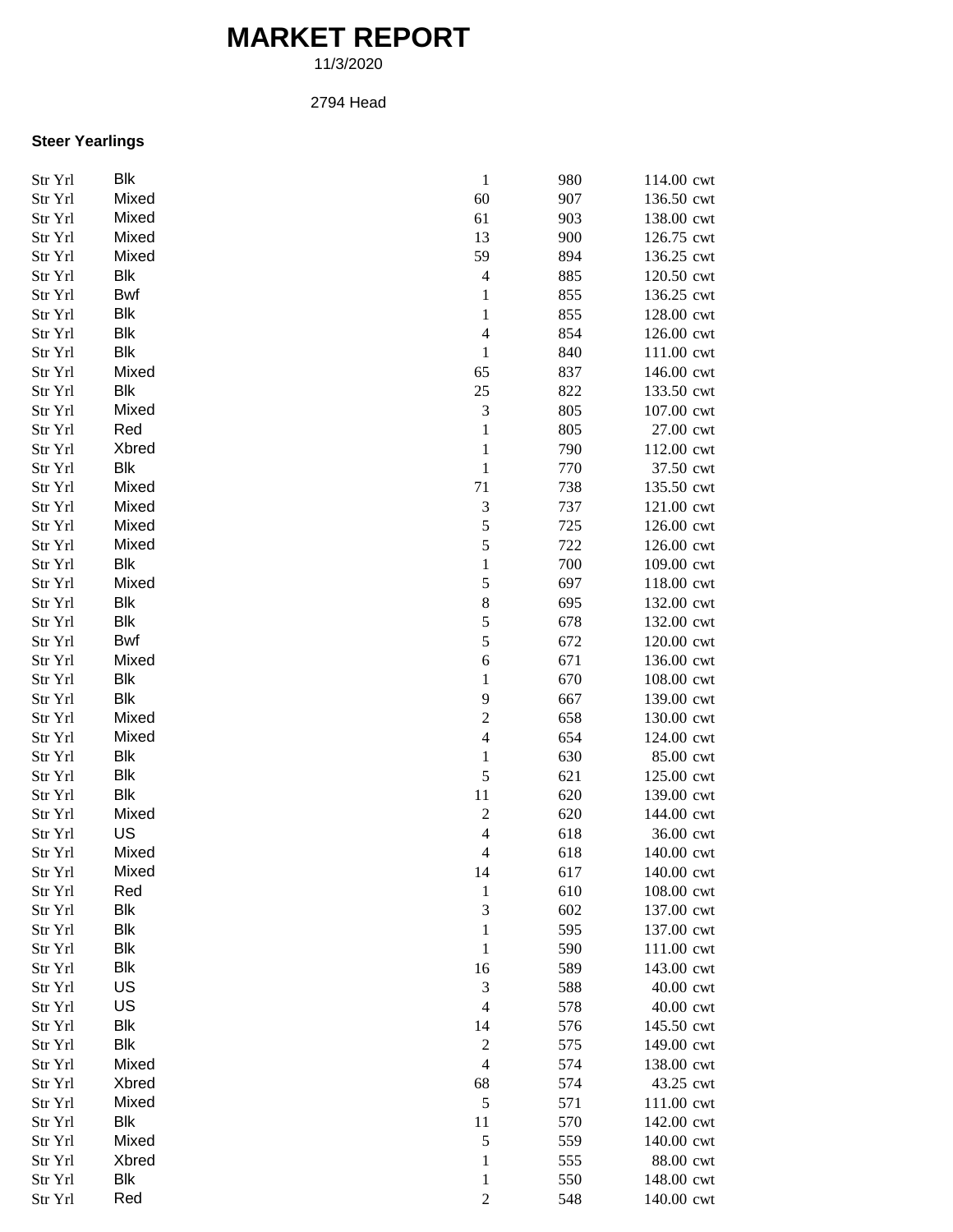# MARKET REPORT

11/3/2020

2794 Head

**Steer Yearlings**

| | | | | |
|---|---|---|---|---|
| Str Yrl | Blk | 1 | 980 | 114.00 cwt |
| Str Yrl | Mixed | 60 | 907 | 136.50 cwt |
| Str Yrl | Mixed | 61 | 903 | 138.00 cwt |
| Str Yrl | Mixed | 13 | 900 | 126.75 cwt |
| Str Yrl | Mixed | 59 | 894 | 136.25 cwt |
| Str Yrl | Blk | 4 | 885 | 120.50 cwt |
| Str Yrl | Bwf | 1 | 855 | 136.25 cwt |
| Str Yrl | Blk | 1 | 855 | 128.00 cwt |
| Str Yrl | Blk | 4 | 854 | 126.00 cwt |
| Str Yrl | Blk | 1 | 840 | 111.00 cwt |
| Str Yrl | Mixed | 65 | 837 | 146.00 cwt |
| Str Yrl | Blk | 25 | 822 | 133.50 cwt |
| Str Yrl | Mixed | 3 | 805 | 107.00 cwt |
| Str Yrl | Red | 1 | 805 | 27.00 cwt |
| Str Yrl | Xbred | 1 | 790 | 112.00 cwt |
| Str Yrl | Blk | 1 | 770 | 37.50 cwt |
| Str Yrl | Mixed | 71 | 738 | 135.50 cwt |
| Str Yrl | Mixed | 3 | 737 | 121.00 cwt |
| Str Yrl | Mixed | 5 | 725 | 126.00 cwt |
| Str Yrl | Mixed | 5 | 722 | 126.00 cwt |
| Str Yrl | Blk | 1 | 700 | 109.00 cwt |
| Str Yrl | Mixed | 5 | 697 | 118.00 cwt |
| Str Yrl | Blk | 8 | 695 | 132.00 cwt |
| Str Yrl | Blk | 5 | 678 | 132.00 cwt |
| Str Yrl | Bwf | 5 | 672 | 120.00 cwt |
| Str Yrl | Mixed | 6 | 671 | 136.00 cwt |
| Str Yrl | Blk | 1 | 670 | 108.00 cwt |
| Str Yrl | Blk | 9 | 667 | 139.00 cwt |
| Str Yrl | Mixed | 2 | 658 | 130.00 cwt |
| Str Yrl | Mixed | 4 | 654 | 124.00 cwt |
| Str Yrl | Blk | 1 | 630 | 85.00 cwt |
| Str Yrl | Blk | 5 | 621 | 125.00 cwt |
| Str Yrl | Blk | 11 | 620 | 139.00 cwt |
| Str Yrl | Mixed | 2 | 620 | 144.00 cwt |
| Str Yrl | US | 4 | 618 | 36.00 cwt |
| Str Yrl | Mixed | 4 | 618 | 140.00 cwt |
| Str Yrl | Mixed | 14 | 617 | 140.00 cwt |
| Str Yrl | Red | 1 | 610 | 108.00 cwt |
| Str Yrl | Blk | 3 | 602 | 137.00 cwt |
| Str Yrl | Blk | 1 | 595 | 137.00 cwt |
| Str Yrl | Blk | 1 | 590 | 111.00 cwt |
| Str Yrl | Blk | 16 | 589 | 143.00 cwt |
| Str Yrl | US | 3 | 588 | 40.00 cwt |
| Str Yrl | US | 4 | 578 | 40.00 cwt |
| Str Yrl | Blk | 14 | 576 | 145.50 cwt |
| Str Yrl | Blk | 2 | 575 | 149.00 cwt |
| Str Yrl | Mixed | 4 | 574 | 138.00 cwt |
| Str Yrl | Xbred | 68 | 574 | 43.25 cwt |
| Str Yrl | Mixed | 5 | 571 | 111.00 cwt |
| Str Yrl | Blk | 11 | 570 | 142.00 cwt |
| Str Yrl | Mixed | 5 | 559 | 140.00 cwt |
| Str Yrl | Xbred | 1 | 555 | 88.00 cwt |
| Str Yrl | Blk | 1 | 550 | 148.00 cwt |
| Str Yrl | Red | 2 | 548 | 140.00 cwt |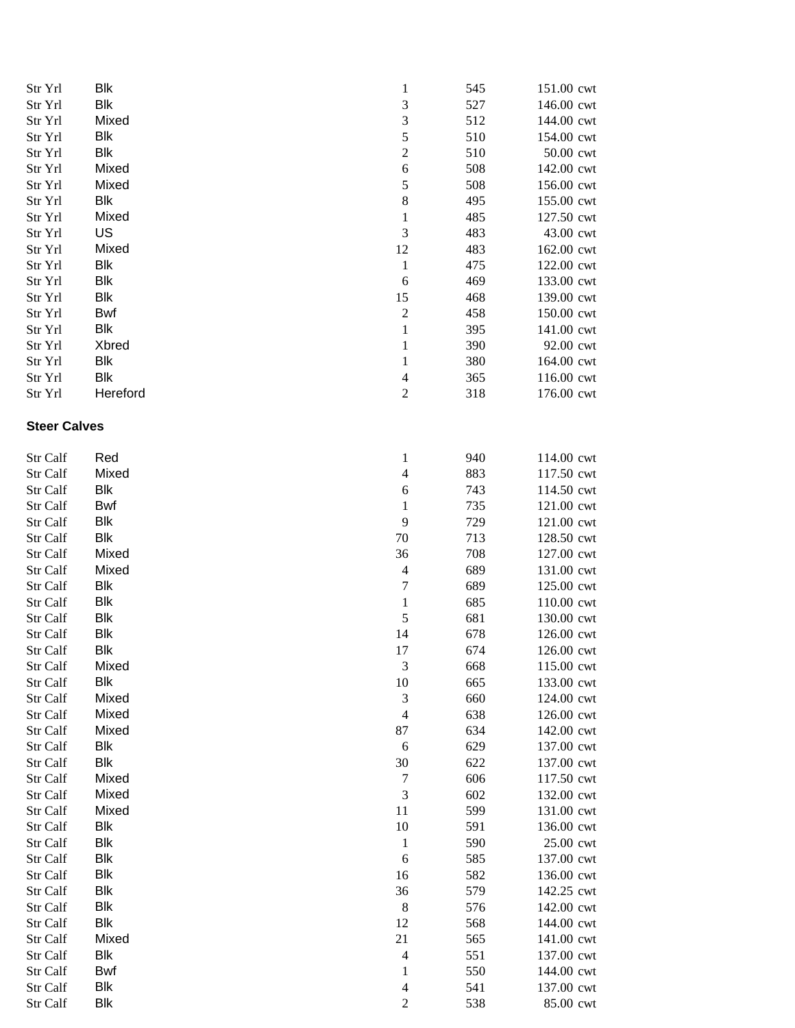| | | | | | |
|---|---|---|---|---|---|
| Str Yrl | Blk | 1 | 545 | 151.00 | cwt |
| Str Yrl | Blk | 3 | 527 | 146.00 | cwt |
| Str Yrl | Mixed | 3 | 512 | 144.00 | cwt |
| Str Yrl | Blk | 5 | 510 | 154.00 | cwt |
| Str Yrl | Blk | 2 | 510 | 50.00 | cwt |
| Str Yrl | Mixed | 6 | 508 | 142.00 | cwt |
| Str Yrl | Mixed | 5 | 508 | 156.00 | cwt |
| Str Yrl | Blk | 8 | 495 | 155.00 | cwt |
| Str Yrl | Mixed | 1 | 485 | 127.50 | cwt |
| Str Yrl | US | 3 | 483 | 43.00 | cwt |
| Str Yrl | Mixed | 12 | 483 | 162.00 | cwt |
| Str Yrl | Blk | 1 | 475 | 122.00 | cwt |
| Str Yrl | Blk | 6 | 469 | 133.00 | cwt |
| Str Yrl | Blk | 15 | 468 | 139.00 | cwt |
| Str Yrl | Bwf | 2 | 458 | 150.00 | cwt |
| Str Yrl | Blk | 1 | 395 | 141.00 | cwt |
| Str Yrl | Xbred | 1 | 390 | 92.00 | cwt |
| Str Yrl | Blk | 1 | 380 | 164.00 | cwt |
| Str Yrl | Blk | 4 | 365 | 116.00 | cwt |
| Str Yrl | Hereford | 2 | 318 | 176.00 | cwt |

**Steer Calves**

| | | | | | |
|---|---|---|---|---|---|
| Str Calf | Red | 1 | 940 | 114.00 | cwt |
| Str Calf | Mixed | 4 | 883 | 117.50 | cwt |
| Str Calf | Blk | 6 | 743 | 114.50 | cwt |
| Str Calf | Bwf | 1 | 735 | 121.00 | cwt |
| Str Calf | Blk | 9 | 729 | 121.00 | cwt |
| Str Calf | Blk | 70 | 713 | 128.50 | cwt |
| Str Calf | Mixed | 36 | 708 | 127.00 | cwt |
| Str Calf | Mixed | 4 | 689 | 131.00 | cwt |
| Str Calf | Blk | 7 | 689 | 125.00 | cwt |
| Str Calf | Blk | 1 | 685 | 110.00 | cwt |
| Str Calf | Blk | 5 | 681 | 130.00 | cwt |
| Str Calf | Blk | 14 | 678 | 126.00 | cwt |
| Str Calf | Blk | 17 | 674 | 126.00 | cwt |
| Str Calf | Mixed | 3 | 668 | 115.00 | cwt |
| Str Calf | Blk | 10 | 665 | 133.00 | cwt |
| Str Calf | Mixed | 3 | 660 | 124.00 | cwt |
| Str Calf | Mixed | 4 | 638 | 126.00 | cwt |
| Str Calf | Mixed | 87 | 634 | 142.00 | cwt |
| Str Calf | Blk | 6 | 629 | 137.00 | cwt |
| Str Calf | Blk | 30 | 622 | 137.00 | cwt |
| Str Calf | Mixed | 7 | 606 | 117.50 | cwt |
| Str Calf | Mixed | 3 | 602 | 132.00 | cwt |
| Str Calf | Mixed | 11 | 599 | 131.00 | cwt |
| Str Calf | Blk | 10 | 591 | 136.00 | cwt |
| Str Calf | Blk | 1 | 590 | 25.00 | cwt |
| Str Calf | Blk | 6 | 585 | 137.00 | cwt |
| Str Calf | Blk | 16 | 582 | 136.00 | cwt |
| Str Calf | Blk | 36 | 579 | 142.25 | cwt |
| Str Calf | Blk | 8 | 576 | 142.00 | cwt |
| Str Calf | Blk | 12 | 568 | 144.00 | cwt |
| Str Calf | Mixed | 21 | 565 | 141.00 | cwt |
| Str Calf | Blk | 4 | 551 | 137.00 | cwt |
| Str Calf | Bwf | 1 | 550 | 144.00 | cwt |
| Str Calf | Blk | 4 | 541 | 137.00 | cwt |
| Str Calf | Blk | 2 | 538 | 85.00 | cwt |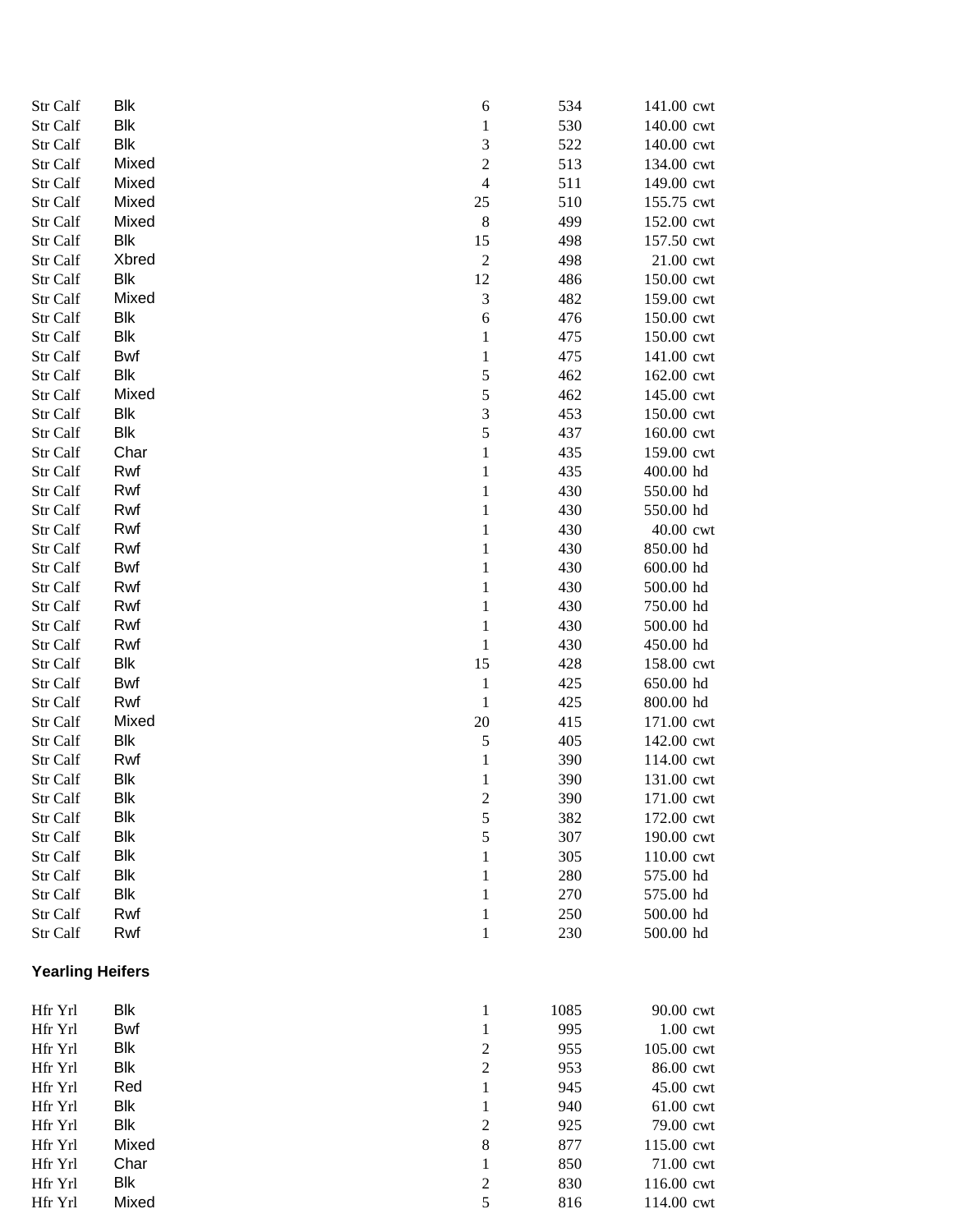| | | | | |
|---|---|---|---|---|
| Str Calf | Blk | 6 | 534 | 141.00 cwt |
| Str Calf | Blk | 1 | 530 | 140.00 cwt |
| Str Calf | Blk | 3 | 522 | 140.00 cwt |
| Str Calf | Mixed | 2 | 513 | 134.00 cwt |
| Str Calf | Mixed | 4 | 511 | 149.00 cwt |
| Str Calf | Mixed | 25 | 510 | 155.75 cwt |
| Str Calf | Mixed | 8 | 499 | 152.00 cwt |
| Str Calf | Blk | 15 | 498 | 157.50 cwt |
| Str Calf | Xbred | 2 | 498 | 21.00 cwt |
| Str Calf | Blk | 12 | 486 | 150.00 cwt |
| Str Calf | Mixed | 3 | 482 | 159.00 cwt |
| Str Calf | Blk | 6 | 476 | 150.00 cwt |
| Str Calf | Blk | 1 | 475 | 150.00 cwt |
| Str Calf | Bwf | 1 | 475 | 141.00 cwt |
| Str Calf | Blk | 5 | 462 | 162.00 cwt |
| Str Calf | Mixed | 5 | 462 | 145.00 cwt |
| Str Calf | Blk | 3 | 453 | 150.00 cwt |
| Str Calf | Blk | 5 | 437 | 160.00 cwt |
| Str Calf | Char | 1 | 435 | 159.00 cwt |
| Str Calf | Rwf | 1 | 435 | 400.00 hd |
| Str Calf | Rwf | 1 | 430 | 550.00 hd |
| Str Calf | Rwf | 1 | 430 | 550.00 hd |
| Str Calf | Rwf | 1 | 430 | 40.00 cwt |
| Str Calf | Rwf | 1 | 430 | 850.00 hd |
| Str Calf | Bwf | 1 | 430 | 600.00 hd |
| Str Calf | Rwf | 1 | 430 | 500.00 hd |
| Str Calf | Rwf | 1 | 430 | 750.00 hd |
| Str Calf | Rwf | 1 | 430 | 500.00 hd |
| Str Calf | Rwf | 1 | 430 | 450.00 hd |
| Str Calf | Blk | 15 | 428 | 158.00 cwt |
| Str Calf | Bwf | 1 | 425 | 650.00 hd |
| Str Calf | Rwf | 1 | 425 | 800.00 hd |
| Str Calf | Mixed | 20 | 415 | 171.00 cwt |
| Str Calf | Blk | 5 | 405 | 142.00 cwt |
| Str Calf | Rwf | 1 | 390 | 114.00 cwt |
| Str Calf | Blk | 1 | 390 | 131.00 cwt |
| Str Calf | Blk | 2 | 390 | 171.00 cwt |
| Str Calf | Blk | 5 | 382 | 172.00 cwt |
| Str Calf | Blk | 5 | 307 | 190.00 cwt |
| Str Calf | Blk | 1 | 305 | 110.00 cwt |
| Str Calf | Blk | 1 | 280 | 575.00 hd |
| Str Calf | Blk | 1 | 270 | 575.00 hd |
| Str Calf | Rwf | 1 | 250 | 500.00 hd |
| Str Calf | Rwf | 1 | 230 | 500.00 hd |

**Yearling Heifers**

| | | | | |
|---|---|---|---|---|
| Hfr Yrl | Blk | 1 | 1085 | 90.00 cwt |
| Hfr Yrl | Bwf | 1 | 995 | 1.00 cwt |
| Hfr Yrl | Blk | 2 | 955 | 105.00 cwt |
| Hfr Yrl | Blk | 2 | 953 | 86.00 cwt |
| Hfr Yrl | Red | 1 | 945 | 45.00 cwt |
| Hfr Yrl | Blk | 1 | 940 | 61.00 cwt |
| Hfr Yrl | Blk | 2 | 925 | 79.00 cwt |
| Hfr Yrl | Mixed | 8 | 877 | 115.00 cwt |
| Hfr Yrl | Char | 1 | 850 | 71.00 cwt |
| Hfr Yrl | Blk | 2 | 830 | 116.00 cwt |
| Hfr Yrl | Mixed | 5 | 816 | 114.00 cwt |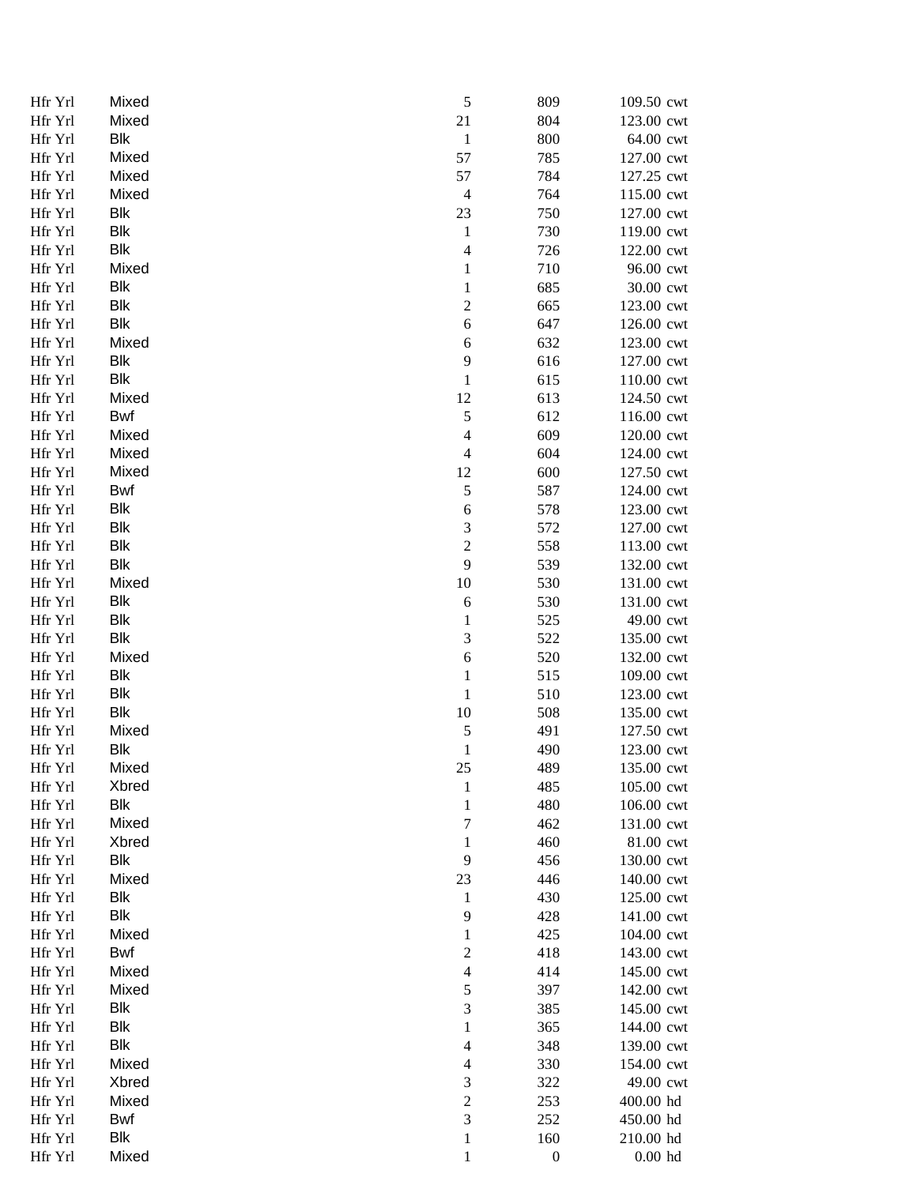| | | | | | |
|---|---|---|---|---|---|
| Hfr Yrl | Mixed | 5 | 809 | 109.50 | cwt |
| Hfr Yrl | Mixed | 21 | 804 | 123.00 | cwt |
| Hfr Yrl | Blk | 1 | 800 | 64.00 | cwt |
| Hfr Yrl | Mixed | 57 | 785 | 127.00 | cwt |
| Hfr Yrl | Mixed | 57 | 784 | 127.25 | cwt |
| Hfr Yrl | Mixed | 4 | 764 | 115.00 | cwt |
| Hfr Yrl | Blk | 23 | 750 | 127.00 | cwt |
| Hfr Yrl | Blk | 1 | 730 | 119.00 | cwt |
| Hfr Yrl | Blk | 4 | 726 | 122.00 | cwt |
| Hfr Yrl | Mixed | 1 | 710 | 96.00 | cwt |
| Hfr Yrl | Blk | 1 | 685 | 30.00 | cwt |
| Hfr Yrl | Blk | 2 | 665 | 123.00 | cwt |
| Hfr Yrl | Blk | 6 | 647 | 126.00 | cwt |
| Hfr Yrl | Mixed | 6 | 632 | 123.00 | cwt |
| Hfr Yrl | Blk | 9 | 616 | 127.00 | cwt |
| Hfr Yrl | Blk | 1 | 615 | 110.00 | cwt |
| Hfr Yrl | Mixed | 12 | 613 | 124.50 | cwt |
| Hfr Yrl | Bwf | 5 | 612 | 116.00 | cwt |
| Hfr Yrl | Mixed | 4 | 609 | 120.00 | cwt |
| Hfr Yrl | Mixed | 4 | 604 | 124.00 | cwt |
| Hfr Yrl | Mixed | 12 | 600 | 127.50 | cwt |
| Hfr Yrl | Bwf | 5 | 587 | 124.00 | cwt |
| Hfr Yrl | Blk | 6 | 578 | 123.00 | cwt |
| Hfr Yrl | Blk | 3 | 572 | 127.00 | cwt |
| Hfr Yrl | Blk | 2 | 558 | 113.00 | cwt |
| Hfr Yrl | Blk | 9 | 539 | 132.00 | cwt |
| Hfr Yrl | Mixed | 10 | 530 | 131.00 | cwt |
| Hfr Yrl | Blk | 6 | 530 | 131.00 | cwt |
| Hfr Yrl | Blk | 1 | 525 | 49.00 | cwt |
| Hfr Yrl | Blk | 3 | 522 | 135.00 | cwt |
| Hfr Yrl | Mixed | 6 | 520 | 132.00 | cwt |
| Hfr Yrl | Blk | 1 | 515 | 109.00 | cwt |
| Hfr Yrl | Blk | 1 | 510 | 123.00 | cwt |
| Hfr Yrl | Blk | 10 | 508 | 135.00 | cwt |
| Hfr Yrl | Mixed | 5 | 491 | 127.50 | cwt |
| Hfr Yrl | Blk | 1 | 490 | 123.00 | cwt |
| Hfr Yrl | Mixed | 25 | 489 | 135.00 | cwt |
| Hfr Yrl | Xbred | 1 | 485 | 105.00 | cwt |
| Hfr Yrl | Blk | 1 | 480 | 106.00 | cwt |
| Hfr Yrl | Mixed | 7 | 462 | 131.00 | cwt |
| Hfr Yrl | Xbred | 1 | 460 | 81.00 | cwt |
| Hfr Yrl | Blk | 9 | 456 | 130.00 | cwt |
| Hfr Yrl | Mixed | 23 | 446 | 140.00 | cwt |
| Hfr Yrl | Blk | 1 | 430 | 125.00 | cwt |
| Hfr Yrl | Blk | 9 | 428 | 141.00 | cwt |
| Hfr Yrl | Mixed | 1 | 425 | 104.00 | cwt |
| Hfr Yrl | Bwf | 2 | 418 | 143.00 | cwt |
| Hfr Yrl | Mixed | 4 | 414 | 145.00 | cwt |
| Hfr Yrl | Mixed | 5 | 397 | 142.00 | cwt |
| Hfr Yrl | Blk | 3 | 385 | 145.00 | cwt |
| Hfr Yrl | Blk | 1 | 365 | 144.00 | cwt |
| Hfr Yrl | Blk | 4 | 348 | 139.00 | cwt |
| Hfr Yrl | Mixed | 4 | 330 | 154.00 | cwt |
| Hfr Yrl | Xbred | 3 | 322 | 49.00 | cwt |
| Hfr Yrl | Mixed | 2 | 253 | 400.00 | hd |
| Hfr Yrl | Bwf | 3 | 252 | 450.00 | hd |
| Hfr Yrl | Blk | 1 | 160 | 210.00 | hd |
| Hfr Yrl | Mixed | 1 | 0 | 0.00 | hd |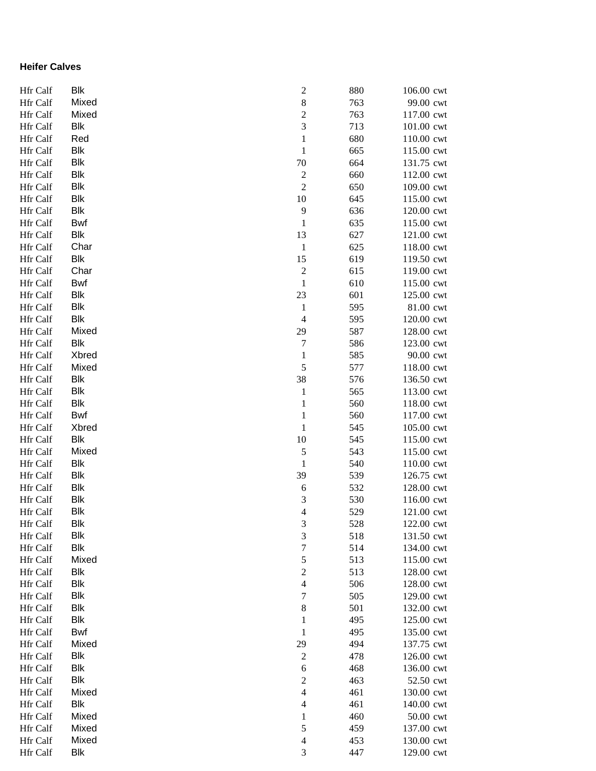**Heifer Calves**

| | | | | | |
|---|---|---|---|---|---|
| Hfr Calf | Blk | 2 | 880 | 106.00 | cwt |
| Hfr Calf | Mixed | 8 | 763 | 99.00 | cwt |
| Hfr Calf | Mixed | 2 | 763 | 117.00 | cwt |
| Hfr Calf | Blk | 3 | 713 | 101.00 | cwt |
| Hfr Calf | Red | 1 | 680 | 110.00 | cwt |
| Hfr Calf | Blk | 1 | 665 | 115.00 | cwt |
| Hfr Calf | Blk | 70 | 664 | 131.75 | cwt |
| Hfr Calf | Blk | 2 | 660 | 112.00 | cwt |
| Hfr Calf | Blk | 2 | 650 | 109.00 | cwt |
| Hfr Calf | Blk | 10 | 645 | 115.00 | cwt |
| Hfr Calf | Blk | 9 | 636 | 120.00 | cwt |
| Hfr Calf | Bwf | 1 | 635 | 115.00 | cwt |
| Hfr Calf | Blk | 13 | 627 | 121.00 | cwt |
| Hfr Calf | Char | 1 | 625 | 118.00 | cwt |
| Hfr Calf | Blk | 15 | 619 | 119.50 | cwt |
| Hfr Calf | Char | 2 | 615 | 119.00 | cwt |
| Hfr Calf | Bwf | 1 | 610 | 115.00 | cwt |
| Hfr Calf | Blk | 23 | 601 | 125.00 | cwt |
| Hfr Calf | Blk | 1 | 595 | 81.00 | cwt |
| Hfr Calf | Blk | 4 | 595 | 120.00 | cwt |
| Hfr Calf | Mixed | 29 | 587 | 128.00 | cwt |
| Hfr Calf | Blk | 7 | 586 | 123.00 | cwt |
| Hfr Calf | Xbred | 1 | 585 | 90.00 | cwt |
| Hfr Calf | Mixed | 5 | 577 | 118.00 | cwt |
| Hfr Calf | Blk | 38 | 576 | 136.50 | cwt |
| Hfr Calf | Blk | 1 | 565 | 113.00 | cwt |
| Hfr Calf | Blk | 1 | 560 | 118.00 | cwt |
| Hfr Calf | Bwf | 1 | 560 | 117.00 | cwt |
| Hfr Calf | Xbred | 1 | 545 | 105.00 | cwt |
| Hfr Calf | Blk | 10 | 545 | 115.00 | cwt |
| Hfr Calf | Mixed | 5 | 543 | 115.00 | cwt |
| Hfr Calf | Blk | 1 | 540 | 110.00 | cwt |
| Hfr Calf | Blk | 39 | 539 | 126.75 | cwt |
| Hfr Calf | Blk | 6 | 532 | 128.00 | cwt |
| Hfr Calf | Blk | 3 | 530 | 116.00 | cwt |
| Hfr Calf | Blk | 4 | 529 | 121.00 | cwt |
| Hfr Calf | Blk | 3 | 528 | 122.00 | cwt |
| Hfr Calf | Blk | 3 | 518 | 131.50 | cwt |
| Hfr Calf | Blk | 7 | 514 | 134.00 | cwt |
| Hfr Calf | Mixed | 5 | 513 | 115.00 | cwt |
| Hfr Calf | Blk | 2 | 513 | 128.00 | cwt |
| Hfr Calf | Blk | 4 | 506 | 128.00 | cwt |
| Hfr Calf | Blk | 7 | 505 | 129.00 | cwt |
| Hfr Calf | Blk | 8 | 501 | 132.00 | cwt |
| Hfr Calf | Blk | 1 | 495 | 125.00 | cwt |
| Hfr Calf | Bwf | 1 | 495 | 135.00 | cwt |
| Hfr Calf | Mixed | 29 | 494 | 137.75 | cwt |
| Hfr Calf | Blk | 2 | 478 | 126.00 | cwt |
| Hfr Calf | Blk | 6 | 468 | 136.00 | cwt |
| Hfr Calf | Blk | 2 | 463 | 52.50 | cwt |
| Hfr Calf | Mixed | 4 | 461 | 130.00 | cwt |
| Hfr Calf | Blk | 4 | 461 | 140.00 | cwt |
| Hfr Calf | Mixed | 1 | 460 | 50.00 | cwt |
| Hfr Calf | Mixed | 5 | 459 | 137.00 | cwt |
| Hfr Calf | Mixed | 4 | 453 | 130.00 | cwt |
| Hfr Calf | Blk | 3 | 447 | 129.00 | cwt |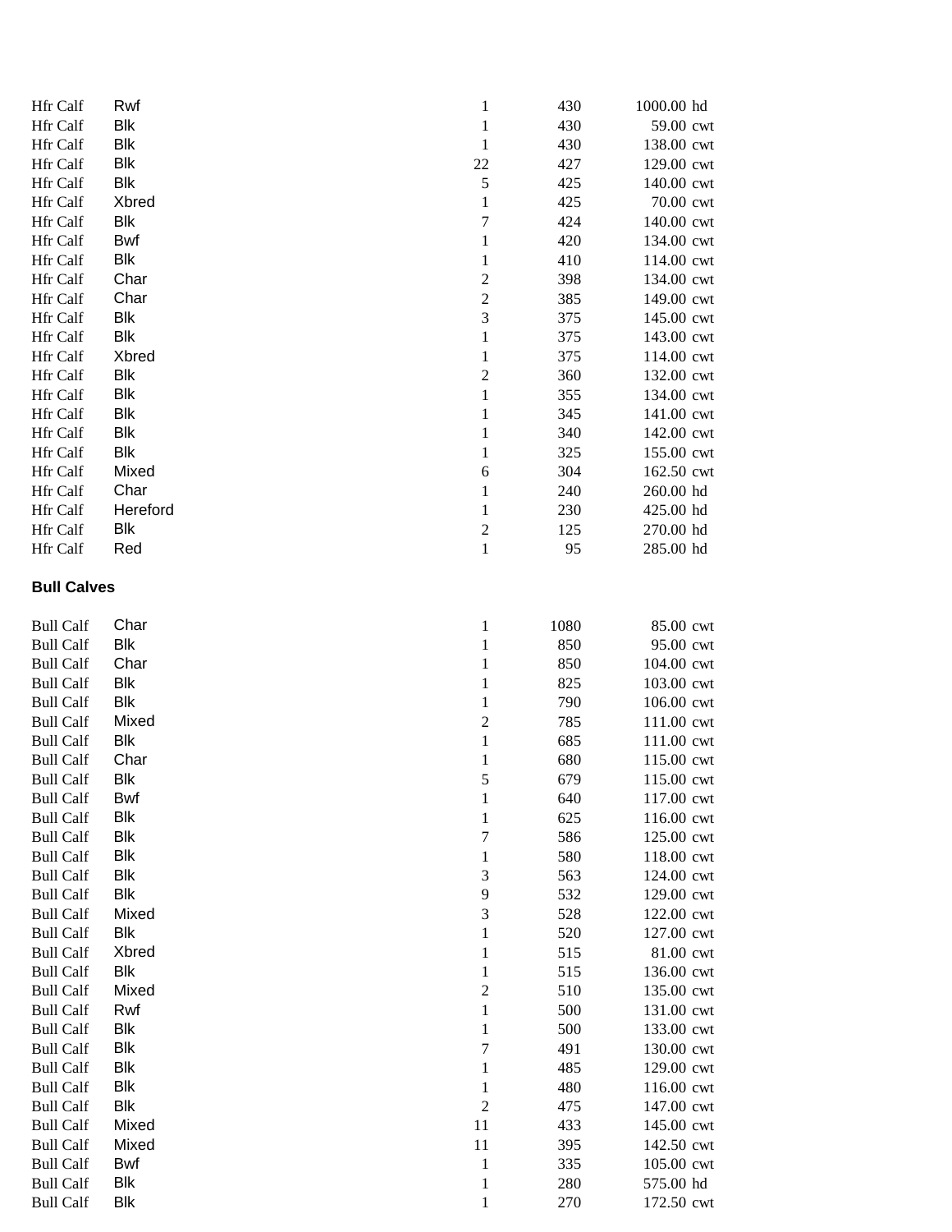| | | | | | |
|---|---|---|---|---|---|
| Hfr Calf | Rwf | 1 | 430 | 1000.00 | hd |
| Hfr Calf | Blk | 1 | 430 | 59.00 | cwt |
| Hfr Calf | Blk | 1 | 430 | 138.00 | cwt |
| Hfr Calf | Blk | 22 | 427 | 129.00 | cwt |
| Hfr Calf | Blk | 5 | 425 | 140.00 | cwt |
| Hfr Calf | Xbred | 1 | 425 | 70.00 | cwt |
| Hfr Calf | Blk | 7 | 424 | 140.00 | cwt |
| Hfr Calf | Bwf | 1 | 420 | 134.00 | cwt |
| Hfr Calf | Blk | 1 | 410 | 114.00 | cwt |
| Hfr Calf | Char | 2 | 398 | 134.00 | cwt |
| Hfr Calf | Char | 2 | 385 | 149.00 | cwt |
| Hfr Calf | Blk | 3 | 375 | 145.00 | cwt |
| Hfr Calf | Blk | 1 | 375 | 143.00 | cwt |
| Hfr Calf | Xbred | 1 | 375 | 114.00 | cwt |
| Hfr Calf | Blk | 2 | 360 | 132.00 | cwt |
| Hfr Calf | Blk | 1 | 355 | 134.00 | cwt |
| Hfr Calf | Blk | 1 | 345 | 141.00 | cwt |
| Hfr Calf | Blk | 1 | 340 | 142.00 | cwt |
| Hfr Calf | Blk | 1 | 325 | 155.00 | cwt |
| Hfr Calf | Mixed | 6 | 304 | 162.50 | cwt |
| Hfr Calf | Char | 1 | 240 | 260.00 | hd |
| Hfr Calf | Hereford | 1 | 230 | 425.00 | hd |
| Hfr Calf | Blk | 2 | 125 | 270.00 | hd |
| Hfr Calf | Red | 1 | 95 | 285.00 | hd |

**Bull Calves**

| | | | | | |
|---|---|---|---|---|---|
| Bull Calf | Char | 1 | 1080 | 85.00 | cwt |
| Bull Calf | Blk | 1 | 850 | 95.00 | cwt |
| Bull Calf | Char | 1 | 850 | 104.00 | cwt |
| Bull Calf | Blk | 1 | 825 | 103.00 | cwt |
| Bull Calf | Blk | 1 | 790 | 106.00 | cwt |
| Bull Calf | Mixed | 2 | 785 | 111.00 | cwt |
| Bull Calf | Blk | 1 | 685 | 111.00 | cwt |
| Bull Calf | Char | 1 | 680 | 115.00 | cwt |
| Bull Calf | Blk | 5 | 679 | 115.00 | cwt |
| Bull Calf | Bwf | 1 | 640 | 117.00 | cwt |
| Bull Calf | Blk | 1 | 625 | 116.00 | cwt |
| Bull Calf | Blk | 7 | 586 | 125.00 | cwt |
| Bull Calf | Blk | 1 | 580 | 118.00 | cwt |
| Bull Calf | Blk | 3 | 563 | 124.00 | cwt |
| Bull Calf | Blk | 9 | 532 | 129.00 | cwt |
| Bull Calf | Mixed | 3 | 528 | 122.00 | cwt |
| Bull Calf | Blk | 1 | 520 | 127.00 | cwt |
| Bull Calf | Xbred | 1 | 515 | 81.00 | cwt |
| Bull Calf | Blk | 1 | 515 | 136.00 | cwt |
| Bull Calf | Mixed | 2 | 510 | 135.00 | cwt |
| Bull Calf | Rwf | 1 | 500 | 131.00 | cwt |
| Bull Calf | Blk | 1 | 500 | 133.00 | cwt |
| Bull Calf | Blk | 7 | 491 | 130.00 | cwt |
| Bull Calf | Blk | 1 | 485 | 129.00 | cwt |
| Bull Calf | Blk | 1 | 480 | 116.00 | cwt |
| Bull Calf | Blk | 2 | 475 | 147.00 | cwt |
| Bull Calf | Mixed | 11 | 433 | 145.00 | cwt |
| Bull Calf | Mixed | 11 | 395 | 142.50 | cwt |
| Bull Calf | Bwf | 1 | 335 | 105.00 | cwt |
| Bull Calf | Blk | 1 | 280 | 575.00 | hd |
| Bull Calf | Blk | 1 | 270 | 172.50 | cwt |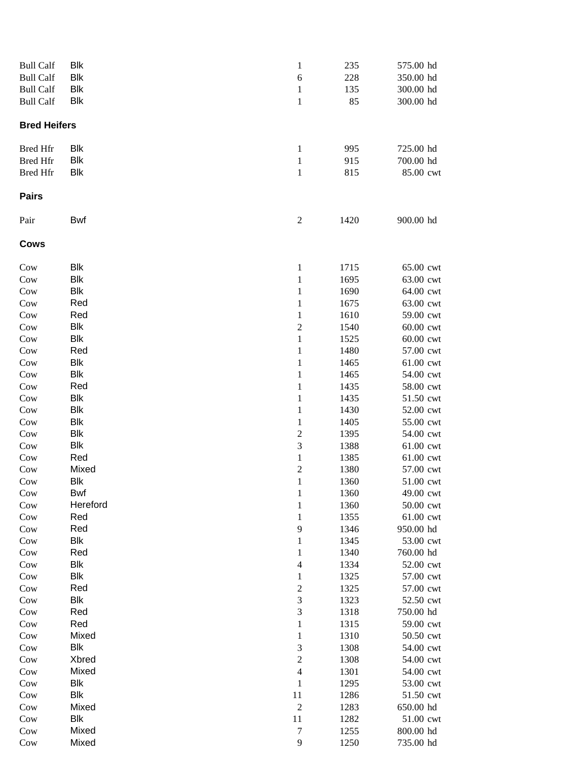| | | | | |
|---|---|---|---|---|
| Bull Calf | Blk | 1 | 235 | 575.00 hd |
| Bull Calf | Blk | 6 | 228 | 350.00 hd |
| Bull Calf | Blk | 1 | 135 | 300.00 hd |
| Bull Calf | Blk | 1 | 85 | 300.00 hd |

**Bred Heifers**

| | | | | |
|---|---|---|---|---|
| Bred Hfr | Blk | 1 | 995 | 725.00 hd |
| Bred Hfr | Blk | 1 | 915 | 700.00 hd |
| Bred Hfr | Blk | 1 | 815 | 85.00 cwt |

**Pairs**

| | | | | |
|---|---|---|---|---|
| Pair | Bwf | 2 | 1420 | 900.00 hd |

**Cows**

| | | | | |
|---|---|---|---|---|
| Cow | Blk | 1 | 1715 | 65.00 cwt |
| Cow | Blk | 1 | 1695 | 63.00 cwt |
| Cow | Blk | 1 | 1690 | 64.00 cwt |
| Cow | Red | 1 | 1675 | 63.00 cwt |
| Cow | Red | 1 | 1610 | 59.00 cwt |
| Cow | Blk | 2 | 1540 | 60.00 cwt |
| Cow | Blk | 1 | 1525 | 60.00 cwt |
| Cow | Red | 1 | 1480 | 57.00 cwt |
| Cow | Blk | 1 | 1465 | 61.00 cwt |
| Cow | Blk | 1 | 1465 | 54.00 cwt |
| Cow | Red | 1 | 1435 | 58.00 cwt |
| Cow | Blk | 1 | 1435 | 51.50 cwt |
| Cow | Blk | 1 | 1430 | 52.00 cwt |
| Cow | Blk | 1 | 1405 | 55.00 cwt |
| Cow | Blk | 2 | 1395 | 54.00 cwt |
| Cow | Blk | 3 | 1388 | 61.00 cwt |
| Cow | Red | 1 | 1385 | 61.00 cwt |
| Cow | Mixed | 2 | 1380 | 57.00 cwt |
| Cow | Blk | 1 | 1360 | 51.00 cwt |
| Cow | Bwf | 1 | 1360 | 49.00 cwt |
| Cow | Hereford | 1 | 1360 | 50.00 cwt |
| Cow | Red | 1 | 1355 | 61.00 cwt |
| Cow | Red | 9 | 1346 | 950.00 hd |
| Cow | Blk | 1 | 1345 | 53.00 cwt |
| Cow | Red | 1 | 1340 | 760.00 hd |
| Cow | Blk | 4 | 1334 | 52.00 cwt |
| Cow | Blk | 1 | 1325 | 57.00 cwt |
| Cow | Red | 2 | 1325 | 57.00 cwt |
| Cow | Blk | 3 | 1323 | 52.50 cwt |
| Cow | Red | 3 | 1318 | 750.00 hd |
| Cow | Red | 1 | 1315 | 59.00 cwt |
| Cow | Mixed | 1 | 1310 | 50.50 cwt |
| Cow | Blk | 3 | 1308 | 54.00 cwt |
| Cow | Xbred | 2 | 1308 | 54.00 cwt |
| Cow | Mixed | 4 | 1301 | 54.00 cwt |
| Cow | Blk | 1 | 1295 | 53.00 cwt |
| Cow | Blk | 11 | 1286 | 51.50 cwt |
| Cow | Mixed | 2 | 1283 | 650.00 hd |
| Cow | Blk | 11 | 1282 | 51.00 cwt |
| Cow | Mixed | 7 | 1255 | 800.00 hd |
| Cow | Mixed | 9 | 1250 | 735.00 hd |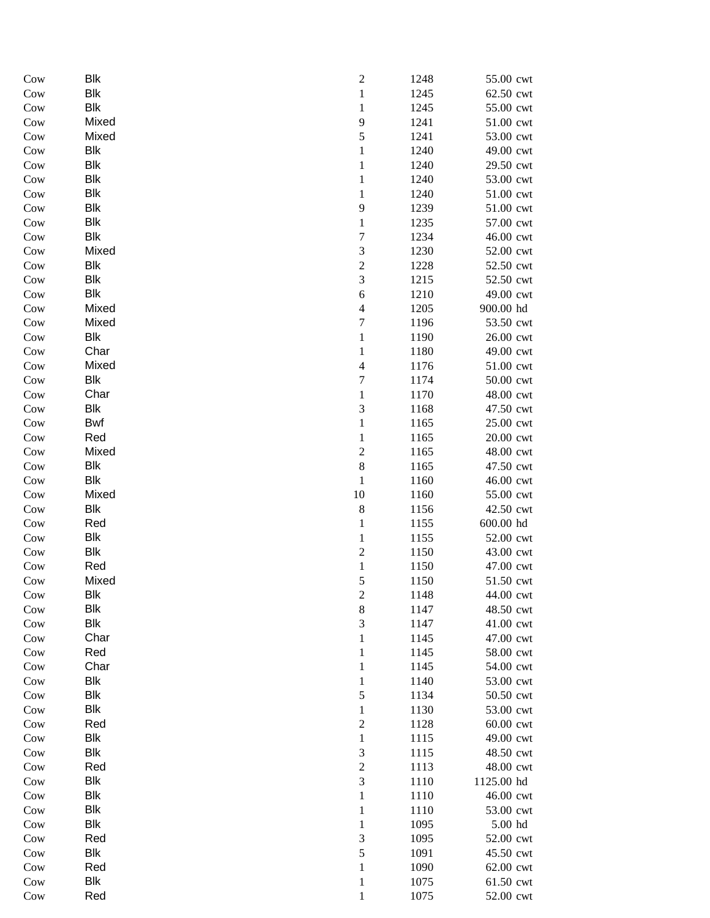| | | | | | |
|---|---|---|---|---|---|
| Cow | Blk | 2 | 1248 | 55.00 | cwt |
| Cow | Blk | 1 | 1245 | 62.50 | cwt |
| Cow | Blk | 1 | 1245 | 55.00 | cwt |
| Cow | Mixed | 9 | 1241 | 51.00 | cwt |
| Cow | Mixed | 5 | 1241 | 53.00 | cwt |
| Cow | Blk | 1 | 1240 | 49.00 | cwt |
| Cow | Blk | 1 | 1240 | 29.50 | cwt |
| Cow | Blk | 1 | 1240 | 53.00 | cwt |
| Cow | Blk | 1 | 1240 | 51.00 | cwt |
| Cow | Blk | 9 | 1239 | 51.00 | cwt |
| Cow | Blk | 1 | 1235 | 57.00 | cwt |
| Cow | Blk | 7 | 1234 | 46.00 | cwt |
| Cow | Mixed | 3 | 1230 | 52.00 | cwt |
| Cow | Blk | 2 | 1228 | 52.50 | cwt |
| Cow | Blk | 3 | 1215 | 52.50 | cwt |
| Cow | Blk | 6 | 1210 | 49.00 | cwt |
| Cow | Mixed | 4 | 1205 | 900.00 | hd |
| Cow | Mixed | 7 | 1196 | 53.50 | cwt |
| Cow | Blk | 1 | 1190 | 26.00 | cwt |
| Cow | Char | 1 | 1180 | 49.00 | cwt |
| Cow | Mixed | 4 | 1176 | 51.00 | cwt |
| Cow | Blk | 7 | 1174 | 50.00 | cwt |
| Cow | Char | 1 | 1170 | 48.00 | cwt |
| Cow | Blk | 3 | 1168 | 47.50 | cwt |
| Cow | Bwf | 1 | 1165 | 25.00 | cwt |
| Cow | Red | 1 | 1165 | 20.00 | cwt |
| Cow | Mixed | 2 | 1165 | 48.00 | cwt |
| Cow | Blk | 8 | 1165 | 47.50 | cwt |
| Cow | Blk | 1 | 1160 | 46.00 | cwt |
| Cow | Mixed | 10 | 1160 | 55.00 | cwt |
| Cow | Blk | 8 | 1156 | 42.50 | cwt |
| Cow | Red | 1 | 1155 | 600.00 | hd |
| Cow | Blk | 1 | 1155 | 52.00 | cwt |
| Cow | Blk | 2 | 1150 | 43.00 | cwt |
| Cow | Red | 1 | 1150 | 47.00 | cwt |
| Cow | Mixed | 5 | 1150 | 51.50 | cwt |
| Cow | Blk | 2 | 1148 | 44.00 | cwt |
| Cow | Blk | 8 | 1147 | 48.50 | cwt |
| Cow | Blk | 3 | 1147 | 41.00 | cwt |
| Cow | Char | 1 | 1145 | 47.00 | cwt |
| Cow | Red | 1 | 1145 | 58.00 | cwt |
| Cow | Char | 1 | 1145 | 54.00 | cwt |
| Cow | Blk | 1 | 1140 | 53.00 | cwt |
| Cow | Blk | 5 | 1134 | 50.50 | cwt |
| Cow | Blk | 1 | 1130 | 53.00 | cwt |
| Cow | Red | 2 | 1128 | 60.00 | cwt |
| Cow | Blk | 1 | 1115 | 49.00 | cwt |
| Cow | Blk | 3 | 1115 | 48.50 | cwt |
| Cow | Red | 2 | 1113 | 48.00 | cwt |
| Cow | Blk | 3 | 1110 | 1125.00 | hd |
| Cow | Blk | 1 | 1110 | 46.00 | cwt |
| Cow | Blk | 1 | 1110 | 53.00 | cwt |
| Cow | Blk | 1 | 1095 | 5.00 | hd |
| Cow | Red | 3 | 1095 | 52.00 | cwt |
| Cow | Blk | 5 | 1091 | 45.50 | cwt |
| Cow | Red | 1 | 1090 | 62.00 | cwt |
| Cow | Blk | 1 | 1075 | 61.50 | cwt |
| Cow | Red | 1 | 1075 | 52.00 | cwt |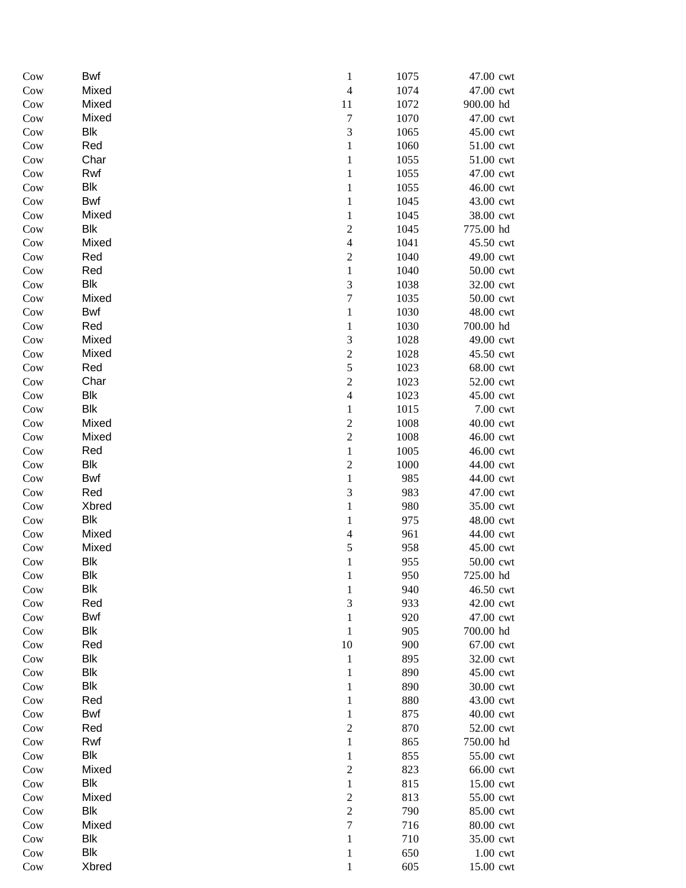| | | | | | |
|---|---|---|---|---|---|
| Cow | Bwf | 1 | 1075 | 47.00 | cwt |
| Cow | Mixed | 4 | 1074 | 47.00 | cwt |
| Cow | Mixed | 11 | 1072 | 900.00 | hd |
| Cow | Mixed | 7 | 1070 | 47.00 | cwt |
| Cow | Blk | 3 | 1065 | 45.00 | cwt |
| Cow | Red | 1 | 1060 | 51.00 | cwt |
| Cow | Char | 1 | 1055 | 51.00 | cwt |
| Cow | Rwf | 1 | 1055 | 47.00 | cwt |
| Cow | Blk | 1 | 1055 | 46.00 | cwt |
| Cow | Bwf | 1 | 1045 | 43.00 | cwt |
| Cow | Mixed | 1 | 1045 | 38.00 | cwt |
| Cow | Blk | 2 | 1045 | 775.00 | hd |
| Cow | Mixed | 4 | 1041 | 45.50 | cwt |
| Cow | Red | 2 | 1040 | 49.00 | cwt |
| Cow | Red | 1 | 1040 | 50.00 | cwt |
| Cow | Blk | 3 | 1038 | 32.00 | cwt |
| Cow | Mixed | 7 | 1035 | 50.00 | cwt |
| Cow | Bwf | 1 | 1030 | 48.00 | cwt |
| Cow | Red | 1 | 1030 | 700.00 | hd |
| Cow | Mixed | 3 | 1028 | 49.00 | cwt |
| Cow | Mixed | 2 | 1028 | 45.50 | cwt |
| Cow | Red | 5 | 1023 | 68.00 | cwt |
| Cow | Char | 2 | 1023 | 52.00 | cwt |
| Cow | Blk | 4 | 1023 | 45.00 | cwt |
| Cow | Blk | 1 | 1015 | 7.00 | cwt |
| Cow | Mixed | 2 | 1008 | 40.00 | cwt |
| Cow | Mixed | 2 | 1008 | 46.00 | cwt |
| Cow | Red | 1 | 1005 | 46.00 | cwt |
| Cow | Blk | 2 | 1000 | 44.00 | cwt |
| Cow | Bwf | 1 | 985 | 44.00 | cwt |
| Cow | Red | 3 | 983 | 47.00 | cwt |
| Cow | Xbred | 1 | 980 | 35.00 | cwt |
| Cow | Blk | 1 | 975 | 48.00 | cwt |
| Cow | Mixed | 4 | 961 | 44.00 | cwt |
| Cow | Mixed | 5 | 958 | 45.00 | cwt |
| Cow | Blk | 1 | 955 | 50.00 | cwt |
| Cow | Blk | 1 | 950 | 725.00 | hd |
| Cow | Blk | 1 | 940 | 46.50 | cwt |
| Cow | Red | 3 | 933 | 42.00 | cwt |
| Cow | Bwf | 1 | 920 | 47.00 | cwt |
| Cow | Blk | 1 | 905 | 700.00 | hd |
| Cow | Red | 10 | 900 | 67.00 | cwt |
| Cow | Blk | 1 | 895 | 32.00 | cwt |
| Cow | Blk | 1 | 890 | 45.00 | cwt |
| Cow | Blk | 1 | 890 | 30.00 | cwt |
| Cow | Red | 1 | 880 | 43.00 | cwt |
| Cow | Bwf | 1 | 875 | 40.00 | cwt |
| Cow | Red | 2 | 870 | 52.00 | cwt |
| Cow | Rwf | 1 | 865 | 750.00 | hd |
| Cow | Blk | 1 | 855 | 55.00 | cwt |
| Cow | Mixed | 2 | 823 | 66.00 | cwt |
| Cow | Blk | 1 | 815 | 15.00 | cwt |
| Cow | Mixed | 2 | 813 | 55.00 | cwt |
| Cow | Blk | 2 | 790 | 85.00 | cwt |
| Cow | Mixed | 7 | 716 | 80.00 | cwt |
| Cow | Blk | 1 | 710 | 35.00 | cwt |
| Cow | Blk | 1 | 650 | 1.00 | cwt |
| Cow | Xbred | 1 | 605 | 15.00 | cwt |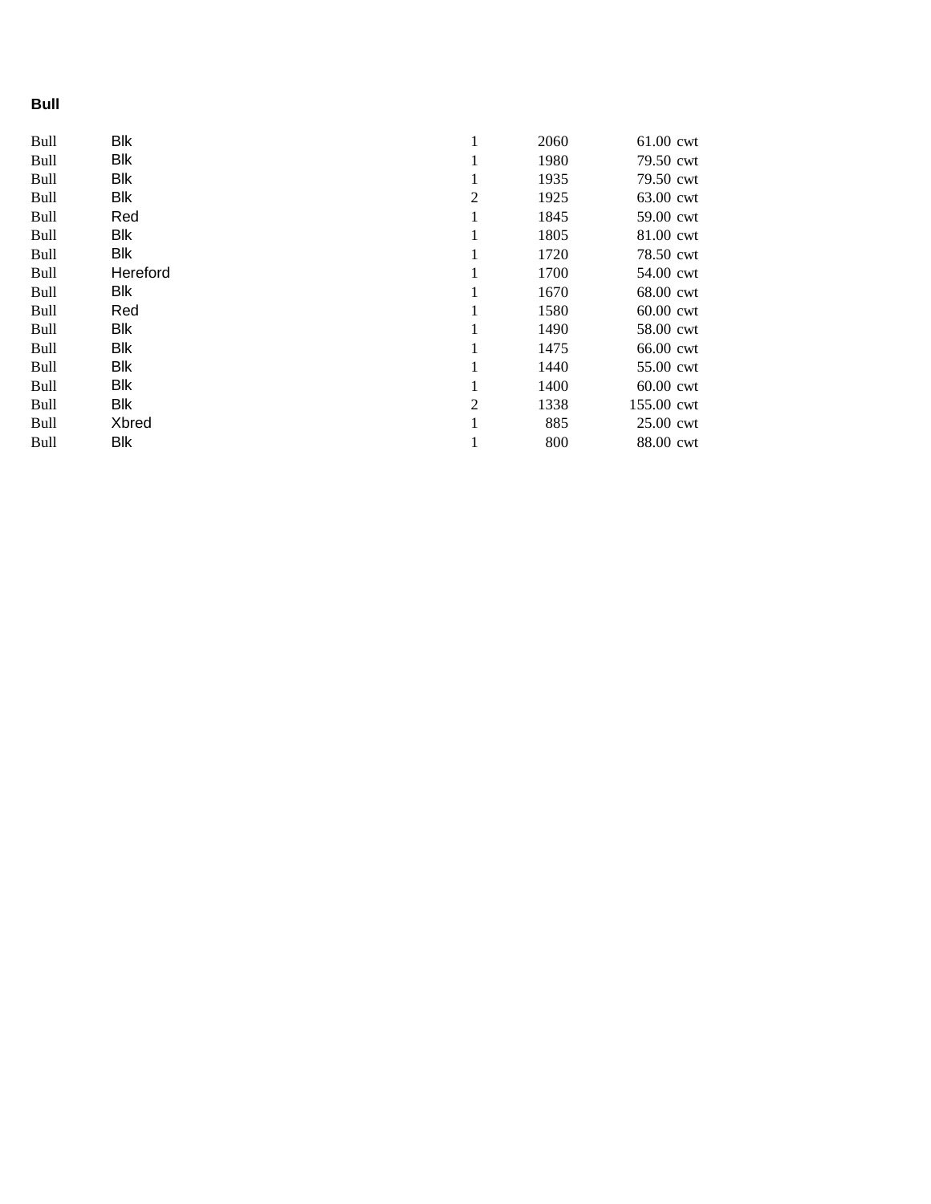**Bull**

| | | | | | |
|---|---|---|---|---|---|
| Bull | Blk | 1 | 2060 | 61.00 | cwt |
| Bull | Blk | 1 | 1980 | 79.50 | cwt |
| Bull | Blk | 1 | 1935 | 79.50 | cwt |
| Bull | Blk | 2 | 1925 | 63.00 | cwt |
| Bull | Red | 1 | 1845 | 59.00 | cwt |
| Bull | Blk | 1 | 1805 | 81.00 | cwt |
| Bull | Blk | 1 | 1720 | 78.50 | cwt |
| Bull | Hereford | 1 | 1700 | 54.00 | cwt |
| Bull | Blk | 1 | 1670 | 68.00 | cwt |
| Bull | Red | 1 | 1580 | 60.00 | cwt |
| Bull | Blk | 1 | 1490 | 58.00 | cwt |
| Bull | Blk | 1 | 1475 | 66.00 | cwt |
| Bull | Blk | 1 | 1440 | 55.00 | cwt |
| Bull | Blk | 1 | 1400 | 60.00 | cwt |
| Bull | Blk | 2 | 1338 | 155.00 | cwt |
| Bull | Xbred | 1 | 885 | 25.00 | cwt |
| Bull | Blk | 1 | 800 | 88.00 | cwt |